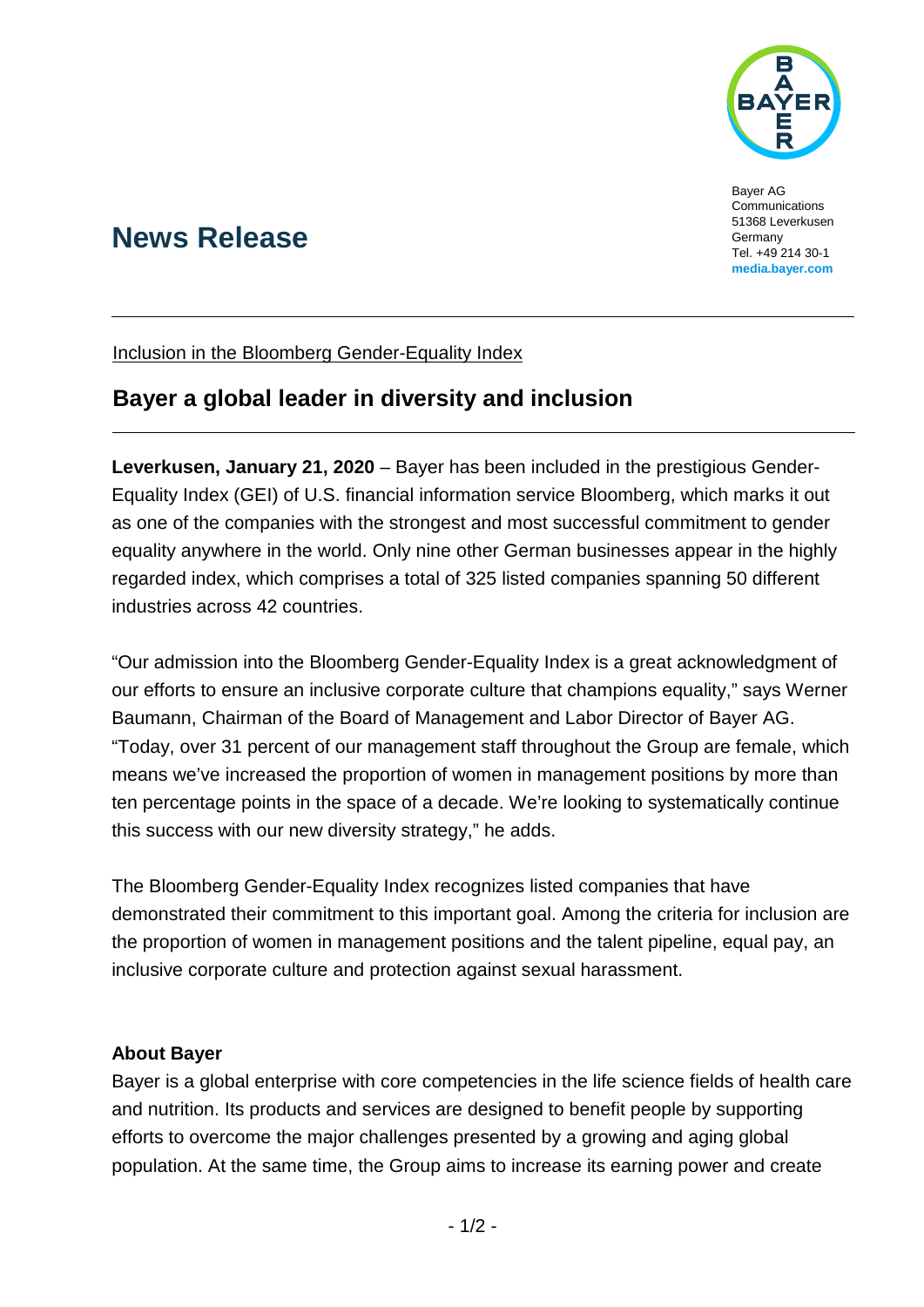Bayer AG
Communications
51368 Leverkusen
Germany
Tel. +49 214 30-1
**media.bayer.com**

# News Release

Inclusion in the Bloomberg Gender-Equality Index

## Bayer a global leader in diversity and inclusion

**Leverkusen, January 21, 2020** – Bayer has been included in the prestigious Gender-Equality Index (GEI) of U.S. financial information service Bloomberg, which marks it out as one of the companies with the strongest and most successful commitment to gender equality anywhere in the world. Only nine other German businesses appear in the highly regarded index, which comprises a total of 325 listed companies spanning 50 different industries across 42 countries.

"Our admission into the Bloomberg Gender-Equality Index is a great acknowledgment of our efforts to ensure an inclusive corporate culture that champions equality," says Werner Baumann, Chairman of the Board of Management and Labor Director of Bayer AG. "Today, over 31 percent of our management staff throughout the Group are female, which means we've increased the proportion of women in management positions by more than ten percentage points in the space of a decade. We're looking to systematically continue this success with our new diversity strategy," he adds.

The Bloomberg Gender-Equality Index recognizes listed companies that have demonstrated their commitment to this important goal. Among the criteria for inclusion are the proportion of women in management positions and the talent pipeline, equal pay, an inclusive corporate culture and protection against sexual harassment.

**About Bayer**

Bayer is a global enterprise with core competencies in the life science fields of health care and nutrition. Its products and services are designed to benefit people by supporting efforts to overcome the major challenges presented by a growing and aging global population. At the same time, the Group aims to increase its earning power and create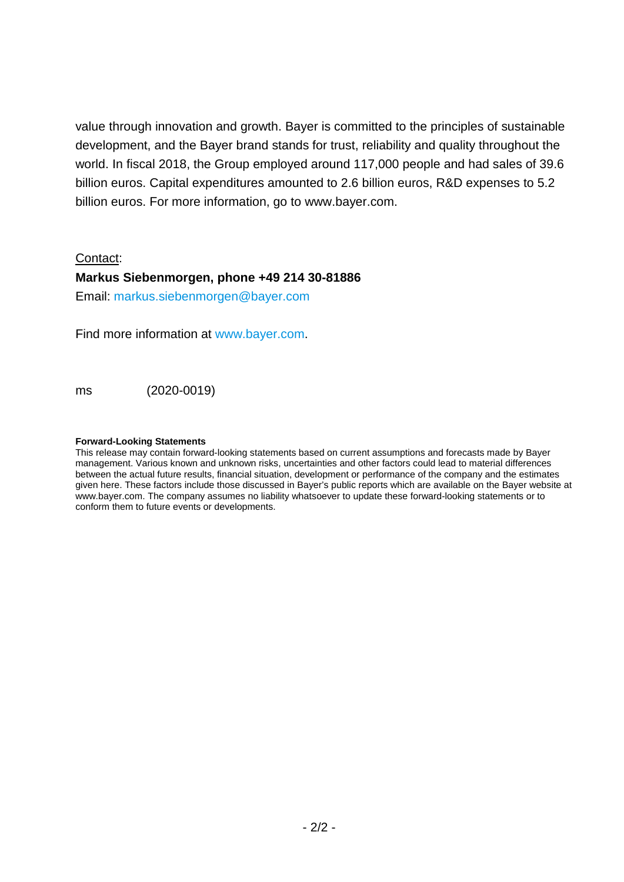value through innovation and growth. Bayer is committed to the principles of sustainable development, and the Bayer brand stands for trust, reliability and quality throughout the world. In fiscal 2018, the Group employed around 117,000 people and had sales of 39.6 billion euros. Capital expenditures amounted to 2.6 billion euros, R&D expenses to 5.2 billion euros. For more information, go to www.bayer.com.

Contact:

**Markus Siebenmorgen, phone +49 214 30-81886**

Email: markus.siebenmorgen@bayer.com

Find more information at www.bayer.com.

ms (2020-0019)

**Forward-Looking Statements**

This release may contain forward-looking statements based on current assumptions and forecasts made by Bayer management. Various known and unknown risks, uncertainties and other factors could lead to material differences between the actual future results, financial situation, development or performance of the company and the estimates given here. These factors include those discussed in Bayer's public reports which are available on the Bayer website at www.bayer.com. The company assumes no liability whatsoever to update these forward-looking statements or to conform them to future events or developments.